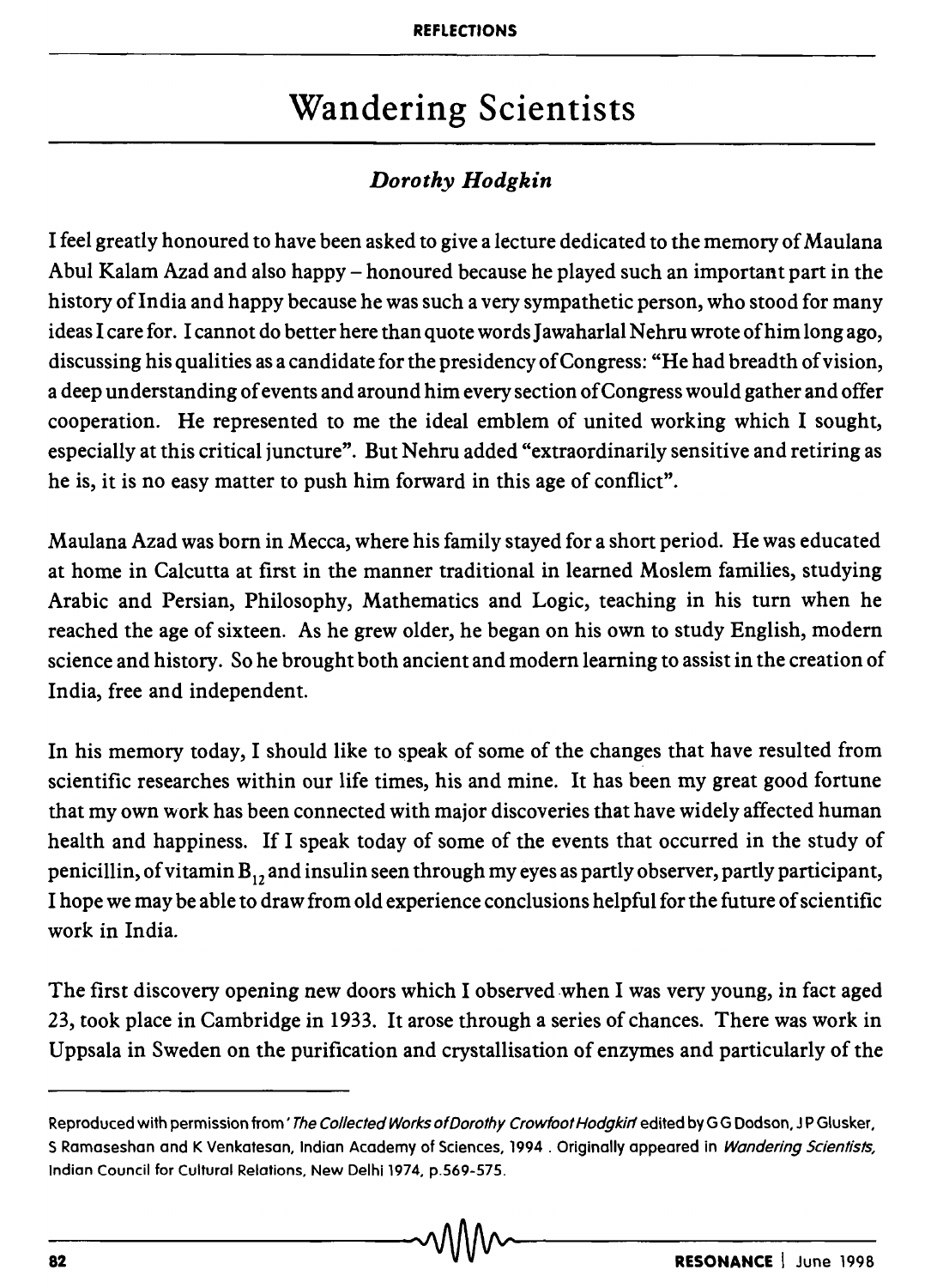# Wandering Scientists

### *Dorothy Hodgkin*

I feel greatly honoured to have been asked to give a lecture dedicated to the memory of Maulana Abul Kalam Azad and also happy – honoured because he played such an important part in the history of India and happy because he was such a very sympathetic person, who stood for many ideas I care for. I cannot do better here than quote words Jawaharlal Nehru wrote of him long ago, discussing his qualities as a candidate for the presidency of Congress: "He had breadth of vision, a deep understanding of events and around him every section of Congress would gather and offer cooperation. He represented to me the ideal emblem of united working which I sought, especially at this critical juncture". But Nehru added "extraordinarily sensitive and retiring as he is, it is no easy matter to push him forward in this age of conflict".

Maulana Azad was born in Mecca, where his family stayed for a short period. He was educated at home in Calcutta at first in the manner traditional in learned Moslem families, studying Arabic and Persian, Philosophy, Mathematics and Logic, teaching in his turn when he reached the age of sixteen. As he grew older, he began on his own to study English, modern science and history. So he brought both ancient and modern learning to assist in the creation of India, free and independent.

In his memory today, I should like to speak of some of the changes that have resulted from scientific researches within our life times, his and mine. It has been my great good fortune that my own work has been connected with major discoveries that have widely affected human health and happiness. If I speak today of some of the events that occurred in the study of penicillin, of vitamin $B_{12}$ and insulin seen through my eyes as partly observer, partly participant, I hope we may be able to draw from old experience conclusions helpful for the future of scientific work in India.

The first discovery opening new doors which I observed when I was very young, in fact aged 23, took place in Cambridge in 1933. It arose through a series of chances. There was work in Uppsala in Sweden on the purification and crystallisation of enzymes and particularly of the

---

Reproduced with permission from '*The Collected Works of Dorothy Crowfoot Hodgkin*' edited by G G Dodson, J P Glusker, S Ramaseshan and K Venkatesan, Indian Academy of Sciences, 1994. Originally appeared in *Wandering Scientists*, Indian Council for Cultural Relations, New Delhi 1974, p.569-575.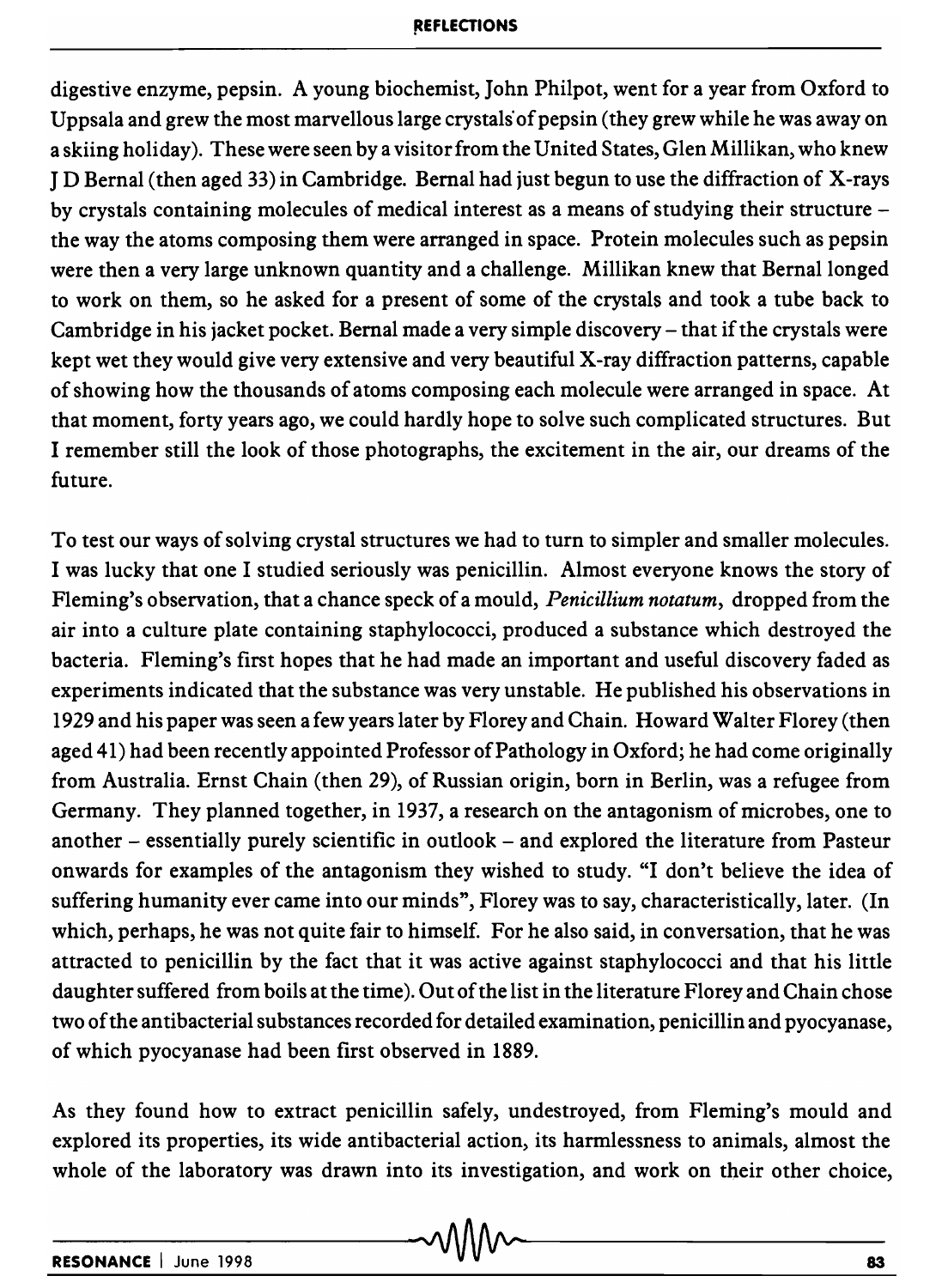digestive enzyme, pepsin. A young biochemist, John Philpot, went for a year from Oxford to Uppsala and grew the most marvellous large crystals of pepsin (they grew while he was away on a skiing holiday). These were seen by a visitor from the United States, Glen Millikan, who knew J D Bernal (then aged 33) in Cambridge. Bernal had just begun to use the diffraction of X-rays by crystals containing molecules of medical interest as a means of studying their structure – the way the atoms composing them were arranged in space. Protein molecules such as pepsin were then a very large unknown quantity and a challenge. Millikan knew that Bernal longed to work on them, so he asked for a present of some of the crystals and took a tube back to Cambridge in his jacket pocket. Bernal made a very simple discovery – that if the crystals were kept wet they would give very extensive and very beautiful X-ray diffraction patterns, capable of showing how the thousands of atoms composing each molecule were arranged in space. At that moment, forty years ago, we could hardly hope to solve such complicated structures. But I remember still the look of those photographs, the excitement in the air, our dreams of the future.

To test our ways of solving crystal structures we had to turn to simpler and smaller molecules. I was lucky that one I studied seriously was penicillin. Almost everyone knows the story of Fleming's observation, that a chance speck of a mould, *Penicillium notatum*, dropped from the air into a culture plate containing staphylococci, produced a substance which destroyed the bacteria. Fleming's first hopes that he had made an important and useful discovery faded as experiments indicated that the substance was very unstable. He published his observations in 1929 and his paper was seen a few years later by Florey and Chain. Howard Walter Florey (then aged 41) had been recently appointed Professor of Pathology in Oxford; he had come originally from Australia. Ernst Chain (then 29), of Russian origin, born in Berlin, was a refugee from Germany. They planned together, in 1937, a research on the antagonism of microbes, one to another – essentially purely scientific in outlook – and explored the literature from Pasteur onwards for examples of the antagonism they wished to study. "I don't believe the idea of suffering humanity ever came into our minds", Florey was to say, characteristically, later. (In which, perhaps, he was not quite fair to himself. For he also said, in conversation, that he was attracted to penicillin by the fact that it was active against staphylococci and that his little daughter suffered from boils at the time). Out of the list in the literature Florey and Chain chose two of the antibacterial substances recorded for detailed examination, penicillin and pyocyanase, of which pyocyanase had been first observed in 1889.

As they found how to extract penicillin safely, undestroyed, from Fleming's mould and explored its properties, its wide antibacterial action, its harmlessness to animals, almost the whole of the laboratory was drawn into its investigation, and work on their other choice,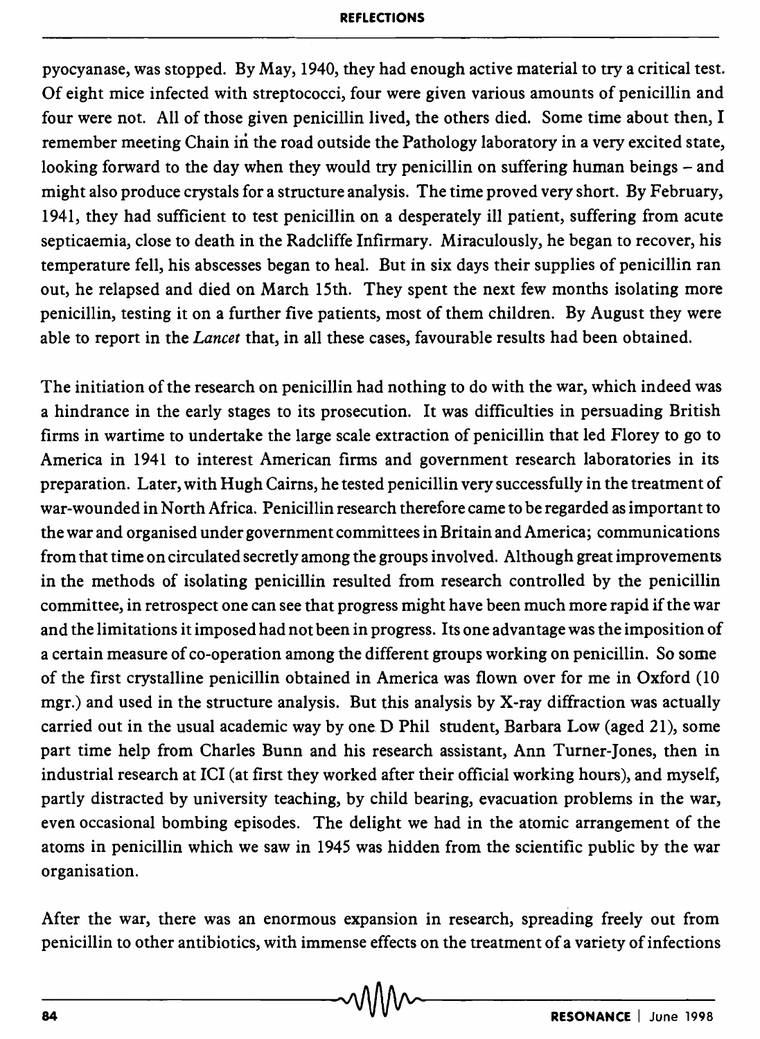pyocyanase, was stopped. By May, 1940, they had enough active material to try a critical test. Of eight mice infected with streptococci, four were given various amounts of penicillin and four were not. All of those given penicillin lived, the others died. Some time about then, I remember meeting Chain in the road outside the Pathology laboratory in a very excited state, looking forward to the day when they would try penicillin on suffering human beings – and might also produce crystals for a structure analysis. The time proved very short. By February, 1941, they had sufficient to test penicillin on a desperately ill patient, suffering from acute septicaemia, close to death in the Radcliffe Infirmary. Miraculously, he began to recover, his temperature fell, his abscesses began to heal. But in six days their supplies of penicillin ran out, he relapsed and died on March 15th. They spent the next few months isolating more penicillin, testing it on a further five patients, most of them children. By August they were able to report in the *Lancet* that, in all these cases, favourable results had been obtained.

The initiation of the research on penicillin had nothing to do with the war, which indeed was a hindrance in the early stages to its prosecution. It was difficulties in persuading British firms in wartime to undertake the large scale extraction of penicillin that led Florey to go to America in 1941 to interest American firms and government research laboratories in its preparation. Later, with Hugh Cairns, he tested penicillin very successfully in the treatment of war-wounded in North Africa. Penicillin research therefore came to be regarded as important to the war and organised under government committees in Britain and America; communications from that time on circulated secretly among the groups involved. Although great improvements in the methods of isolating penicillin resulted from research controlled by the penicillin committee, in retrospect one can see that progress might have been much more rapid if the war and the limitations it imposed had not been in progress. Its one advantage was the imposition of a certain measure of co-operation among the different groups working on penicillin. So some of the first crystalline penicillin obtained in America was flown over for me in Oxford (10 mgr.) and used in the structure analysis. But this analysis by X-ray diffraction was actually carried out in the usual academic way by one D Phil student, Barbara Low (aged 21), some part time help from Charles Bunn and his research assistant, Ann Turner-Jones, then in industrial research at ICI (at first they worked after their official working hours), and myself, partly distracted by university teaching, by child bearing, evacuation problems in the war, even occasional bombing episodes. The delight we had in the atomic arrangement of the atoms in penicillin which we saw in 1945 was hidden from the scientific public by the war organisation.

After the war, there was an enormous expansion in research, spreading freely out from penicillin to other antibiotics, with immense effects on the treatment of a variety of infections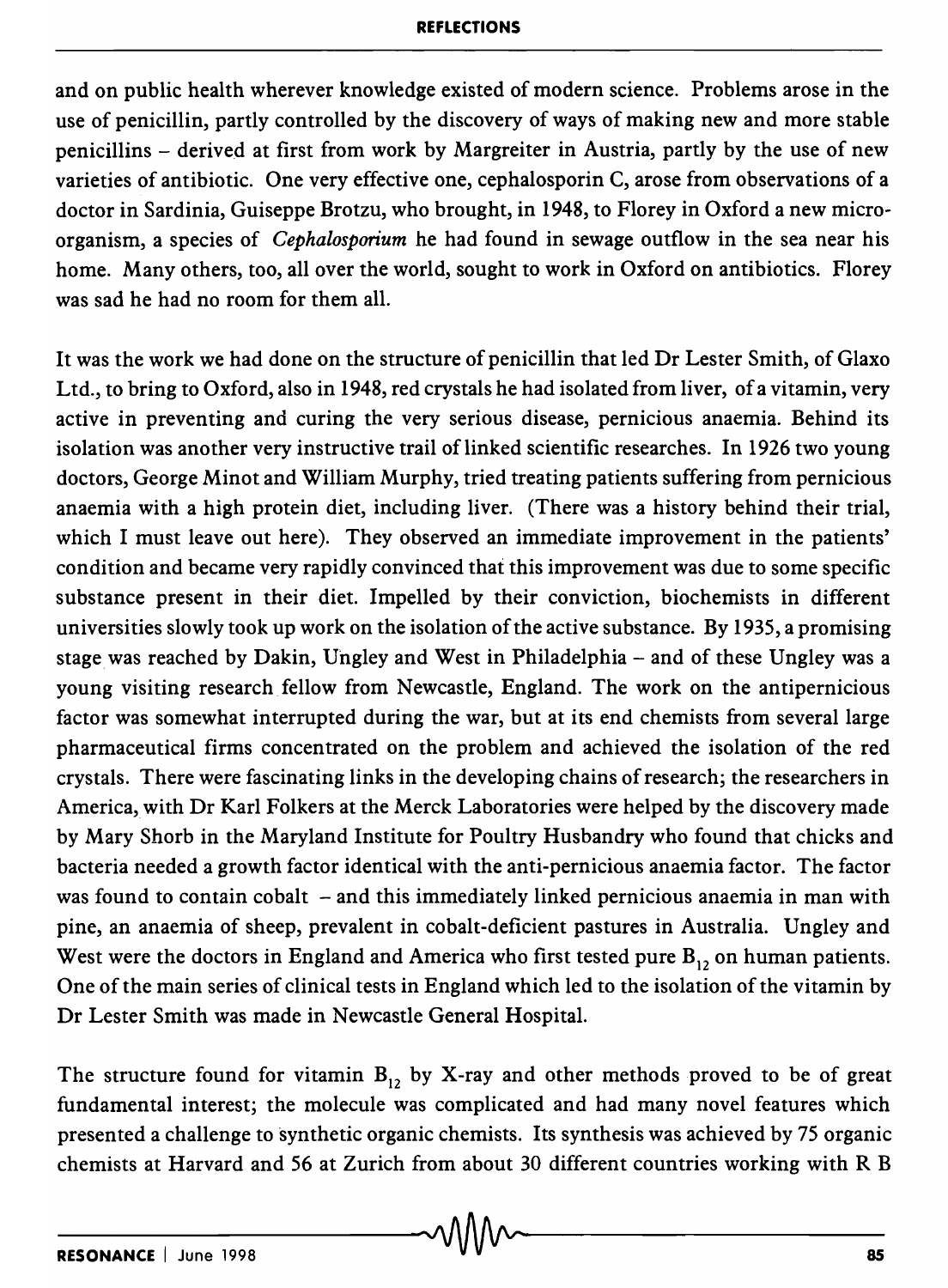and on public health wherever knowledge existed of modern science. Problems arose in the use of penicillin, partly controlled by the discovery of ways of making new and more stable penicillins – derived at first from work by Margreiter in Austria, partly by the use of new varieties of antibiotic. One very effective one, cephalosporin C, arose from observations of a doctor in Sardinia, Guiseppe Brotzu, who brought, in 1948, to Florey in Oxford a new micro-organism, a species of *Cephalosporium* he had found in sewage outflow in the sea near his home. Many others, too, all over the world, sought to work in Oxford on antibiotics. Florey was sad he had no room for them all.

It was the work we had done on the structure of penicillin that led Dr Lester Smith, of Glaxo Ltd., to bring to Oxford, also in 1948, red crystals he had isolated from liver, of a vitamin, very active in preventing and curing the very serious disease, pernicious anaemia. Behind its isolation was another very instructive trail of linked scientific researches. In 1926 two young doctors, George Minot and William Murphy, tried treating patients suffering from pernicious anaemia with a high protein diet, including liver. (There was a history behind their trial, which I must leave out here). They observed an immediate improvement in the patients' condition and became very rapidly convinced that this improvement was due to some specific substance present in their diet. Impelled by their conviction, biochemists in different universities slowly took up work on the isolation of the active substance. By 1935, a promising stage was reached by Dakin, Ungley and West in Philadelphia – and of these Ungley was a young visiting research fellow from Newcastle, England. The work on the antipernicious factor was somewhat interrupted during the war, but at its end chemists from several large pharmaceutical firms concentrated on the problem and achieved the isolation of the red crystals. There were fascinating links in the developing chains of research; the researchers in America, with Dr Karl Folkers at the Merck Laboratories were helped by the discovery made by Mary Shorb in the Maryland Institute for Poultry Husbandry who found that chicks and bacteria needed a growth factor identical with the anti-pernicious anaemia factor. The factor was found to contain cobalt – and this immediately linked pernicious anaemia in man with pine, an anaemia of sheep, prevalent in cobalt-deficient pastures in Australia. Ungley and West were the doctors in England and America who first tested pure $B_{12}$ on human patients. One of the main series of clinical tests in England which led to the isolation of the vitamin by Dr Lester Smith was made in Newcastle General Hospital.

The structure found for vitamin $B_{12}$ by X-ray and other methods proved to be of great fundamental interest; the molecule was complicated and had many novel features which presented a challenge to synthetic organic chemists. Its synthesis was achieved by 75 organic chemists at Harvard and 56 at Zurich from about 30 different countries working with R B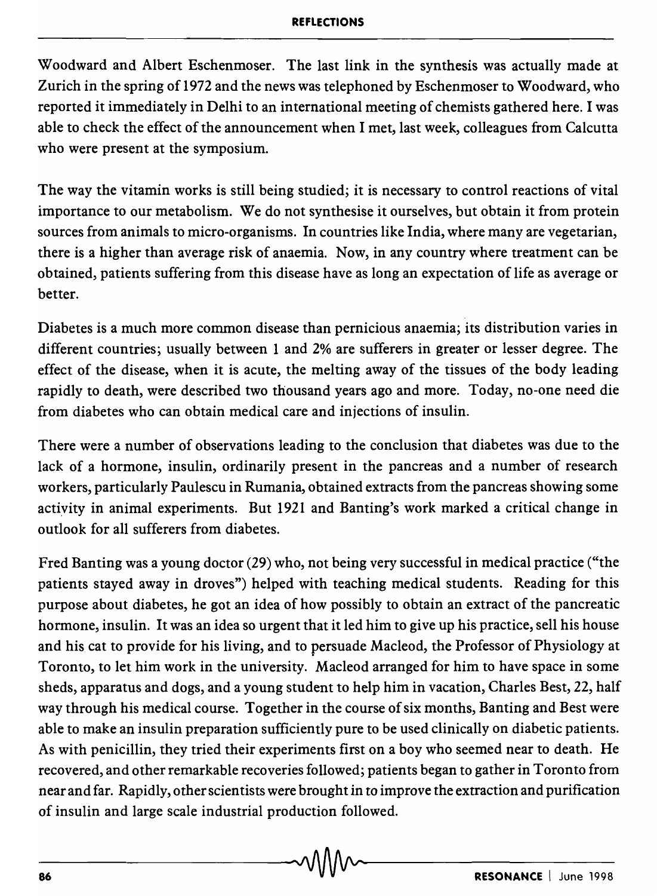Woodward and Albert Eschenmoser. The last link in the synthesis was actually made at Zurich in the spring of 1972 and the news was telephoned by Eschenmoser to Woodward, who reported it immediately in Delhi to an international meeting of chemists gathered here. I was able to check the effect of the announcement when I met, last week, colleagues from Calcutta who were present at the symposium.

The way the vitamin works is still being studied; it is necessary to control reactions of vital importance to our metabolism. We do not synthesise it ourselves, but obtain it from protein sources from animals to micro-organisms. In countries like India, where many are vegetarian, there is a higher than average risk of anaemia. Now, in any country where treatment can be obtained, patients suffering from this disease have as long an expectation of life as average or better.

Diabetes is a much more common disease than pernicious anaemia; its distribution varies in different countries; usually between 1 and 2% are sufferers in greater or lesser degree. The effect of the disease, when it is acute, the melting away of the tissues of the body leading rapidly to death, were described two thousand years ago and more. Today, no-one need die from diabetes who can obtain medical care and injections of insulin.

There were a number of observations leading to the conclusion that diabetes was due to the lack of a hormone, insulin, ordinarily present in the pancreas and a number of research workers, particularly Paulescu in Rumania, obtained extracts from the pancreas showing some activity in animal experiments. But 1921 and Banting's work marked a critical change in outlook for all sufferers from diabetes.

Fred Banting was a young doctor (29) who, not being very successful in medical practice ("the patients stayed away in droves") helped with teaching medical students. Reading for this purpose about diabetes, he got an idea of how possibly to obtain an extract of the pancreatic hormone, insulin. It was an idea so urgent that it led him to give up his practice, sell his house and his cat to provide for his living, and to persuade Macleod, the Professor of Physiology at Toronto, to let him work in the university. Macleod arranged for him to have space in some sheds, apparatus and dogs, and a young student to help him in vacation, Charles Best, 22, half way through his medical course. Together in the course of six months, Banting and Best were able to make an insulin preparation sufficiently pure to be used clinically on diabetic patients. As with penicillin, they tried their experiments first on a boy who seemed near to death. He recovered, and other remarkable recoveries followed; patients began to gather in Toronto from near and far. Rapidly, other scientists were brought in to improve the extraction and purification of insulin and large scale industrial production followed.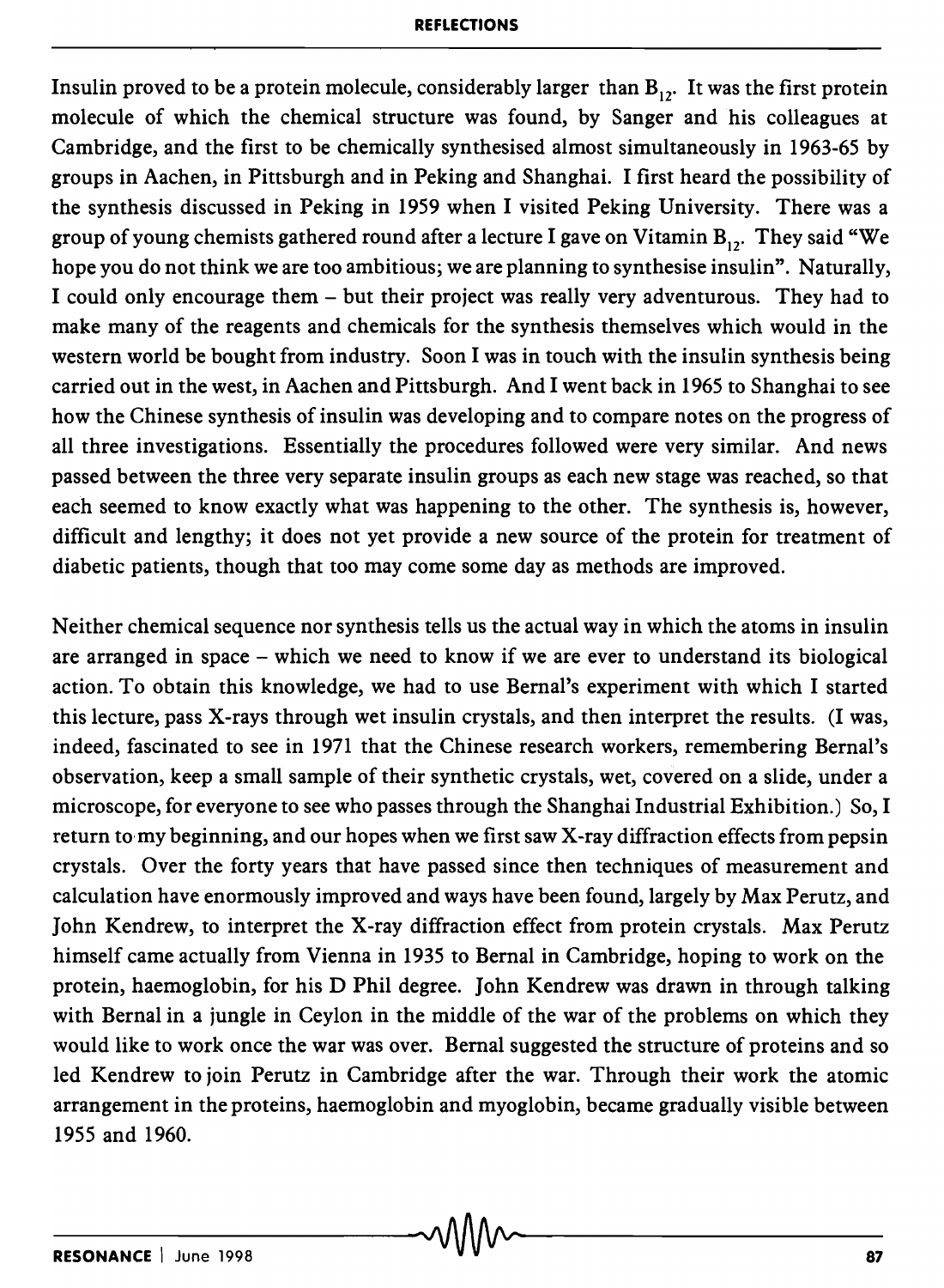Insulin proved to be a protein molecule, considerably larger than $B_{12}$. It was the first protein molecule of which the chemical structure was found, by Sanger and his colleagues at Cambridge, and the first to be chemically synthesised almost simultaneously in 1963-65 by groups in Aachen, in Pittsburgh and in Peking and Shanghai. I first heard the possibility of the synthesis discussed in Peking in 1959 when I visited Peking University. There was a group of young chemists gathered round after a lecture I gave on Vitamin $B_{12}$. They said "We hope you do not think we are too ambitious; we are planning to synthesise insulin". Naturally, I could only encourage them – but their project was really very adventurous. They had to make many of the reagents and chemicals for the synthesis themselves which would in the western world be bought from industry. Soon I was in touch with the insulin synthesis being carried out in the west, in Aachen and Pittsburgh. And I went back in 1965 to Shanghai to see how the Chinese synthesis of insulin was developing and to compare notes on the progress of all three investigations. Essentially the procedures followed were very similar. And news passed between the three very separate insulin groups as each new stage was reached, so that each seemed to know exactly what was happening to the other. The synthesis is, however, difficult and lengthy; it does not yet provide a new source of the protein for treatment of diabetic patients, though that too may come some day as methods are improved.

Neither chemical sequence nor synthesis tells us the actual way in which the atoms in insulin are arranged in space – which we need to know if we are ever to understand its biological action. To obtain this knowledge, we had to use Bernal's experiment with which I started this lecture, pass X-rays through wet insulin crystals, and then interpret the results. (I was, indeed, fascinated to see in 1971 that the Chinese research workers, remembering Bernal's observation, keep a small sample of their synthetic crystals, wet, covered on a slide, under a microscope, for everyone to see who passes through the Shanghai Industrial Exhibition.) So, I return to my beginning, and our hopes when we first saw X-ray diffraction effects from pepsin crystals. Over the forty years that have passed since then techniques of measurement and calculation have enormously improved and ways have been found, largely by Max Perutz, and John Kendrew, to interpret the X-ray diffraction effect from protein crystals. Max Perutz himself came actually from Vienna in 1935 to Bernal in Cambridge, hoping to work on the protein, haemoglobin, for his D Phil degree. John Kendrew was drawn in through talking with Bernal in a jungle in Ceylon in the middle of the war of the problems on which they would like to work once the war was over. Bernal suggested the structure of proteins and so led Kendrew to join Perutz in Cambridge after the war. Through their work the atomic arrangement in the proteins, haemoglobin and myoglobin, became gradually visible between 1955 and 1960.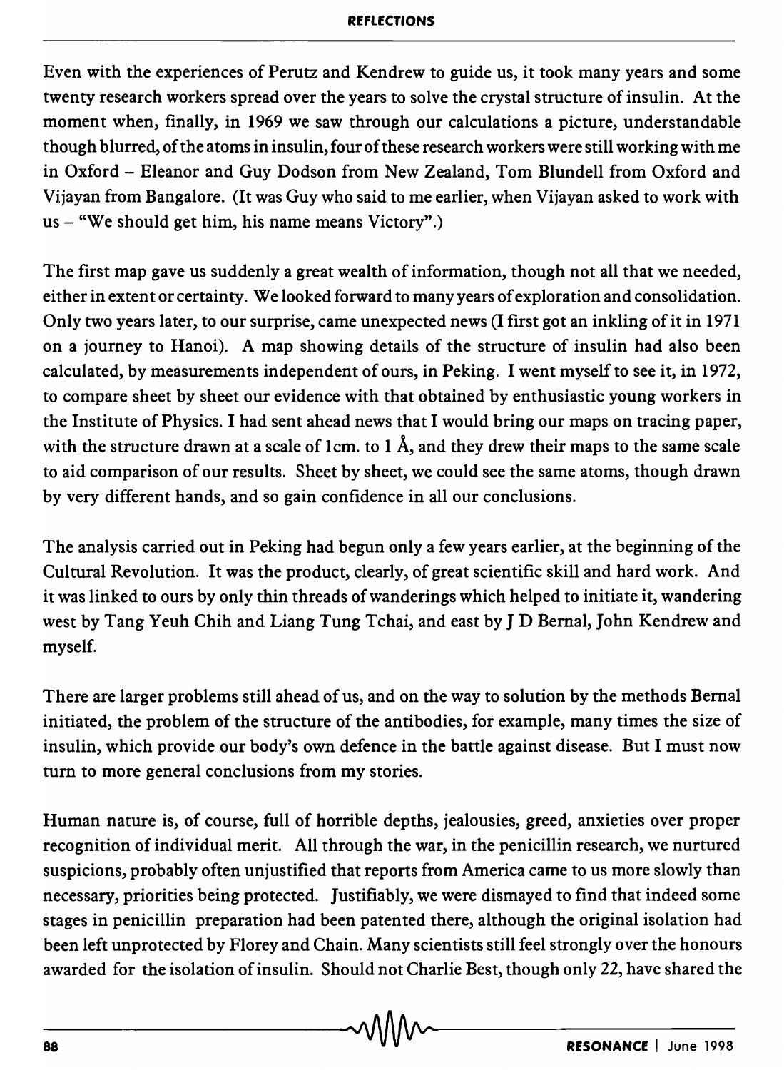Even with the experiences of Perutz and Kendrew to guide us, it took many years and some twenty research workers spread over the years to solve the crystal structure of insulin. At the moment when, finally, in 1969 we saw through our calculations a picture, understandable though blurred, of the atoms in insulin, four of these research workers were still working with me in Oxford – Eleanor and Guy Dodson from New Zealand, Tom Blundell from Oxford and Vijayan from Bangalore. (It was Guy who said to me earlier, when Vijayan asked to work with us – "We should get him, his name means Victory".)

The first map gave us suddenly a great wealth of information, though not all that we needed, either in extent or certainty. We looked forward to many years of exploration and consolidation. Only two years later, to our surprise, came unexpected news (I first got an inkling of it in 1971 on a journey to Hanoi). A map showing details of the structure of insulin had also been calculated, by measurements independent of ours, in Peking. I went myself to see it, in 1972, to compare sheet by sheet our evidence with that obtained by enthusiastic young workers in the Institute of Physics. I had sent ahead news that I would bring our maps on tracing paper, with the structure drawn at a scale of 1cm. to 1 Å, and they drew their maps to the same scale to aid comparison of our results. Sheet by sheet, we could see the same atoms, though drawn by very different hands, and so gain confidence in all our conclusions.

The analysis carried out in Peking had begun only a few years earlier, at the beginning of the Cultural Revolution. It was the product, clearly, of great scientific skill and hard work. And it was linked to ours by only thin threads of wanderings which helped to initiate it, wandering west by Tang Yeuh Chih and Liang Tung Tchai, and east by J D Bernal, John Kendrew and myself.

There are larger problems still ahead of us, and on the way to solution by the methods Bernal initiated, the problem of the structure of the antibodies, for example, many times the size of insulin, which provide our body's own defence in the battle against disease. But I must now turn to more general conclusions from my stories.

Human nature is, of course, full of horrible depths, jealousies, greed, anxieties over proper recognition of individual merit. All through the war, in the penicillin research, we nurtured suspicions, probably often unjustified that reports from America came to us more slowly than necessary, priorities being protected. Justifiably, we were dismayed to find that indeed some stages in penicillin preparation had been patented there, although the original isolation had been left unprotected by Florey and Chain. Many scientists still feel strongly over the honours awarded for the isolation of insulin. Should not Charlie Best, though only 22, have shared the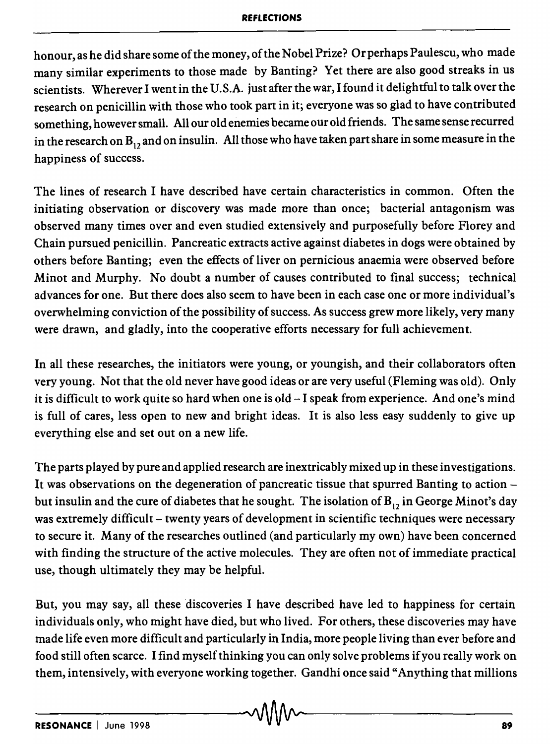honour, as he did share some of the money, of the Nobel Prize? Or perhaps Paulescu, who made many similar experiments to those made by Banting? Yet there are also good streaks in us scientists. Wherever I went in the U.S.A. just after the war, I found it delightful to talk over the research on penicillin with those who took part in it; everyone was so glad to have contributed something, however small. All our old enemies became our old friends. The same sense recurred in the research on $B_{12}$ and on insulin. All those who have taken part share in some measure in the happiness of success.

The lines of research I have described have certain characteristics in common. Often the initiating observation or discovery was made more than once; bacterial antagonism was observed many times over and even studied extensively and purposefully before Florey and Chain pursued penicillin. Pancreatic extracts active against diabetes in dogs were obtained by others before Banting; even the effects of liver on pernicious anaemia were observed before Minot and Murphy. No doubt a number of causes contributed to final success; technical advances for one. But there does also seem to have been in each case one or more individual's overwhelming conviction of the possibility of success. As success grew more likely, very many were drawn, and gladly, into the cooperative efforts necessary for full achievement.

In all these researches, the initiators were young, or youngish, and their collaborators often very young. Not that the old never have good ideas or are very useful (Fleming was old). Only it is difficult to work quite so hard when one is old – I speak from experience. And one's mind is full of cares, less open to new and bright ideas. It is also less easy suddenly to give up everything else and set out on a new life.

The parts played by pure and applied research are inextricably mixed up in these investigations. It was observations on the degeneration of pancreatic tissue that spurred Banting to action – but insulin and the cure of diabetes that he sought. The isolation of $B_{12}$ in George Minot's day was extremely difficult – twenty years of development in scientific techniques were necessary to secure it. Many of the researches outlined (and particularly my own) have been concerned with finding the structure of the active molecules. They are often not of immediate practical use, though ultimately they may be helpful.

But, you may say, all these discoveries I have described have led to happiness for certain individuals only, who might have died, but who lived. For others, these discoveries may have made life even more difficult and particularly in India, more people living than ever before and food still often scarce. I find myself thinking you can only solve problems if you really work on them, intensively, with everyone working together. Gandhi once said "Anything that millions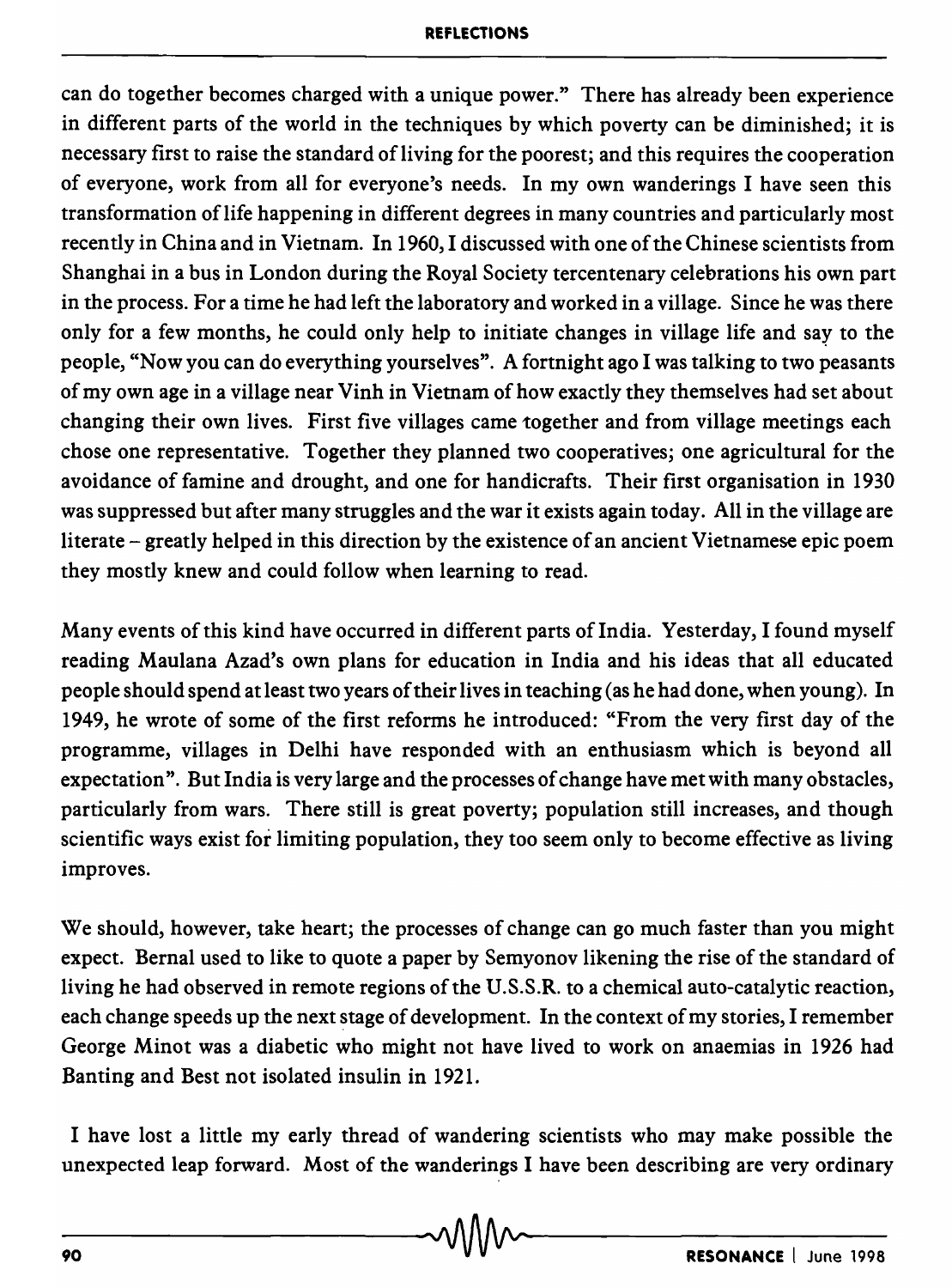can do together becomes charged with a unique power." There has already been experience in different parts of the world in the techniques by which poverty can be diminished; it is necessary first to raise the standard of living for the poorest; and this requires the cooperation of everyone, work from all for everyone's needs. In my own wanderings I have seen this transformation of life happening in different degrees in many countries and particularly most recently in China and in Vietnam. In 1960, I discussed with one of the Chinese scientists from Shanghai in a bus in London during the Royal Society tercentenary celebrations his own part in the process. For a time he had left the laboratory and worked in a village. Since he was there only for a few months, he could only help to initiate changes in village life and say to the people, "Now you can do everything yourselves". A fortnight ago I was talking to two peasants of my own age in a village near Vinh in Vietnam of how exactly they themselves had set about changing their own lives. First five villages came together and from village meetings each chose one representative. Together they planned two cooperatives; one agricultural for the avoidance of famine and drought, and one for handicrafts. Their first organisation in 1930 was suppressed but after many struggles and the war it exists again today. All in the village are literate – greatly helped in this direction by the existence of an ancient Vietnamese epic poem they mostly knew and could follow when learning to read.

Many events of this kind have occurred in different parts of India. Yesterday, I found myself reading Maulana Azad's own plans for education in India and his ideas that all educated people should spend at least two years of their lives in teaching (as he had done, when young). In 1949, he wrote of some of the first reforms he introduced: "From the very first day of the programme, villages in Delhi have responded with an enthusiasm which is beyond all expectation". But India is very large and the processes of change have met with many obstacles, particularly from wars. There still is great poverty; population still increases, and though scientific ways exist for limiting population, they too seem only to become effective as living improves.

We should, however, take heart; the processes of change can go much faster than you might expect. Bernal used to like to quote a paper by Semyonov likening the rise of the standard of living he had observed in remote regions of the U.S.S.R. to a chemical auto-catalytic reaction, each change speeds up the next stage of development. In the context of my stories, I remember George Minot was a diabetic who might not have lived to work on anaemias in 1926 had Banting and Best not isolated insulin in 1921.

I have lost a little my early thread of wandering scientists who may make possible the unexpected leap forward. Most of the wanderings I have been describing are very ordinary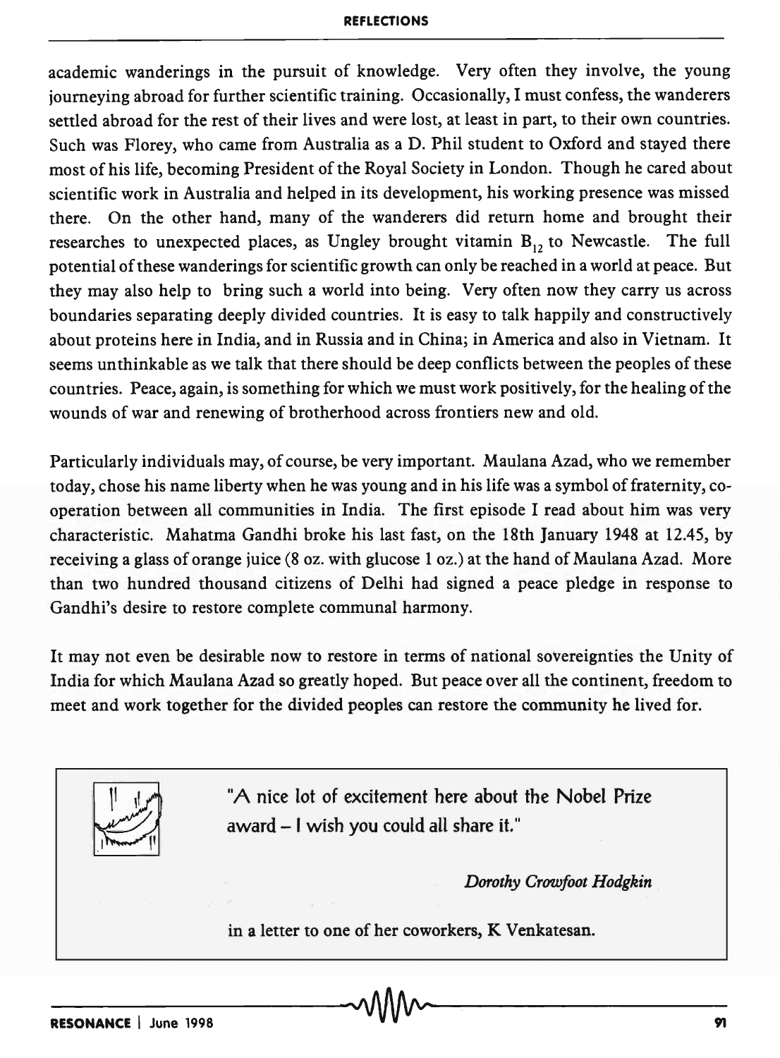academic wanderings in the pursuit of knowledge. Very often they involve, the young journeying abroad for further scientific training. Occasionally, I must confess, the wanderers settled abroad for the rest of their lives and were lost, at least in part, to their own countries. Such was Florey, who came from Australia as a D. Phil student to Oxford and stayed there most of his life, becoming President of the Royal Society in London. Though he cared about scientific work in Australia and helped in its development, his working presence was missed there. On the other hand, many of the wanderers did return home and brought their researches to unexpected places, as Ungley brought vitamin $B_{12}$ to Newcastle. The full potential of these wanderings for scientific growth can only be reached in a world at peace. But they may also help to bring such a world into being. Very often now they carry us across boundaries separating deeply divided countries. It is easy to talk happily and constructively about proteins here in India, and in Russia and in China; in America and also in Vietnam. It seems unthinkable as we talk that there should be deep conflicts between the peoples of these countries. Peace, again, is something for which we must work positively, for the healing of the wounds of war and renewing of brotherhood across frontiers new and old.

Particularly individuals may, of course, be very important. Maulana Azad, who we remember today, chose his name liberty when he was young and in his life was a symbol of fraternity, co-operation between all communities in India. The first episode I read about him was very characteristic. Mahatma Gandhi broke his last fast, on the 18th January 1948 at 12.45, by receiving a glass of orange juice (8 oz. with glucose 1 oz.) at the hand of Maulana Azad. More than two hundred thousand citizens of Delhi had signed a peace pledge in response to Gandhi's desire to restore complete communal harmony.

It may not even be desirable now to restore in terms of national sovereignties the Unity of India for which Maulana Azad so greatly hoped. But peace over all the continent, freedom to meet and work together for the divided peoples can restore the community he lived for.

"A nice lot of excitement here about the Nobel Prize award – I wish you could all share it."

*Dorothy Crowfoot Hodgkin*

in a letter to one of her coworkers, K Venkatesan.